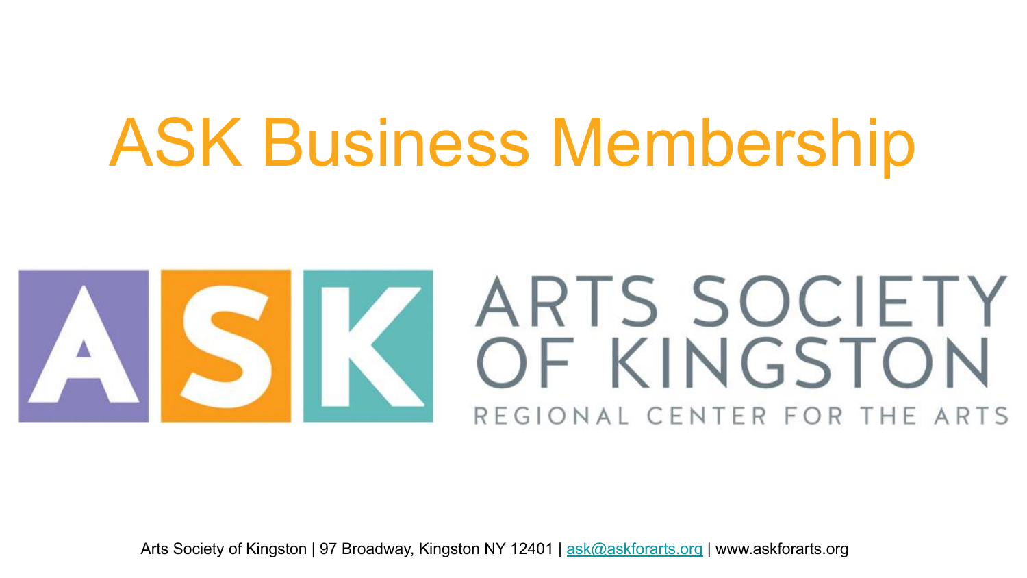# ASK Business Membership

ASK ARTS SOCIETY OF KINGSTON

REGIONAL CENTER FOR THE ARTS

Arts Society of Kingston | 97 Broadway, Kingston NY 12401 | ask@askforarts.org | www.askforarts.org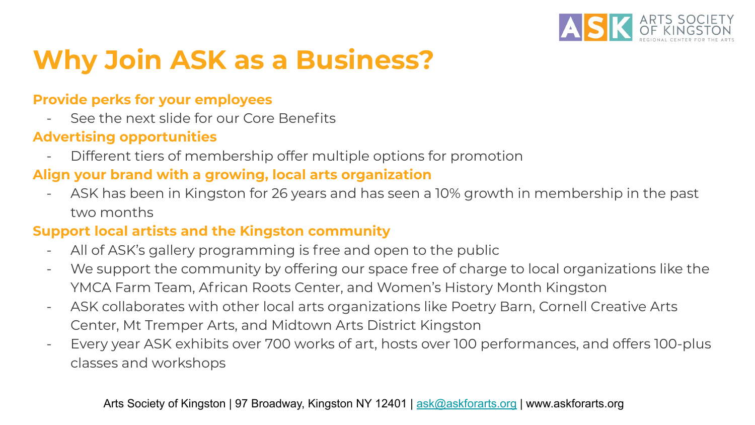# Why Join ASK as a Business?

**Provide perks for your employees**

- See the next slide for our Core Benefits

**Advertising opportunities**

- Different tiers of membership offer multiple options for promotion

**Align your brand with a growing, local arts organization**

- ASK has been in Kingston for 26 years and has seen a 10% growth in membership in the past two months

**Support local artists and the Kingston community**

- All of ASK's gallery programming is free and open to the public
- We support the community by offering our space free of charge to local organizations like the YMCA Farm Team, African Roots Center, and Women's History Month Kingston
- ASK collaborates with other local arts organizations like Poetry Barn, Cornell Creative Arts Center, Mt Tremper Arts, and Midtown Arts District Kingston
- Every year ASK exhibits over 700 works of art, hosts over 100 performances, and offers 100-plus classes and workshops

Arts Society of Kingston | 97 Broadway, Kingston NY 12401 | ask@askforarts.org | www.askforarts.org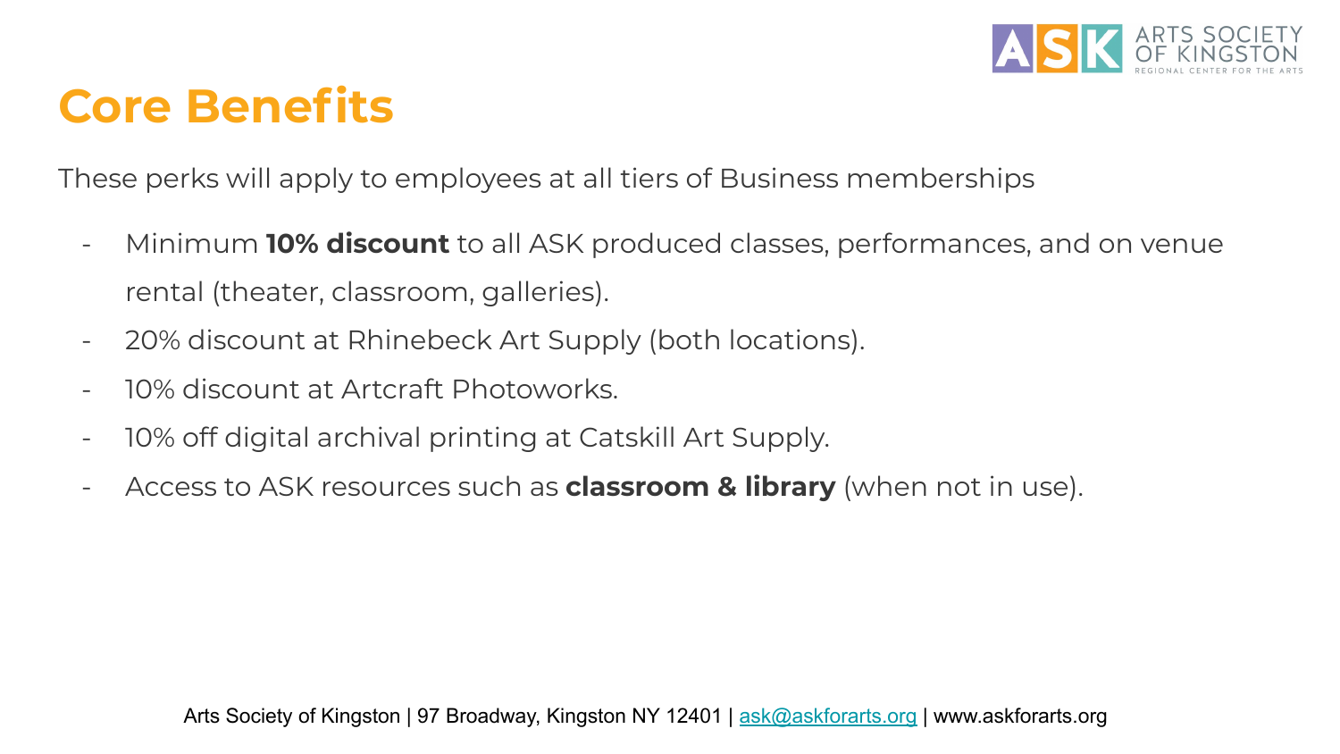# Core Benefits

These perks will apply to employees at all tiers of Business memberships

- Minimum **10% discount** to all ASK produced classes, performances, and on venue rental (theater, classroom, galleries).
- 20% discount at Rhinebeck Art Supply (both locations).
- 10% discount at Artcraft Photoworks.
- 10% off digital archival printing at Catskill Art Supply.
- Access to ASK resources such as **classroom & library** (when not in use).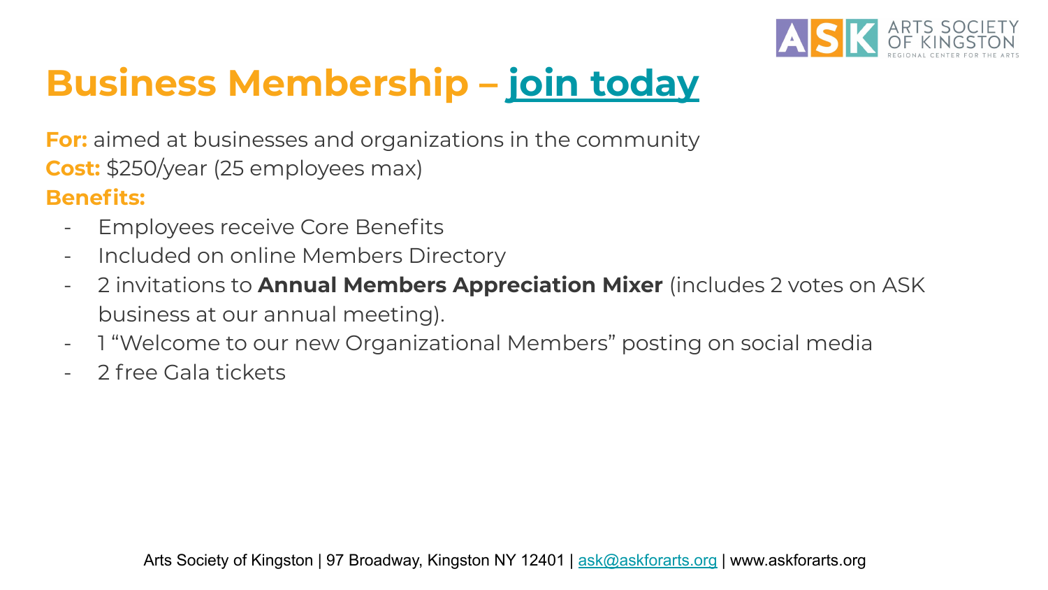# Business Membership – join today

**For:** aimed at businesses and organizations in the community
**Cost:** $250/year (25 employees max)
**Benefits:**

- Employees receive Core Benefits
- Included on online Members Directory
- 2 invitations to **Annual Members Appreciation Mixer** (includes 2 votes on ASK business at our annual meeting).
- 1 "Welcome to our new Organizational Members" posting on social media
- 2 free Gala tickets

Arts Society of Kingston | 97 Broadway, Kingston NY 12401 | ask@askforarts.org | www.askforarts.org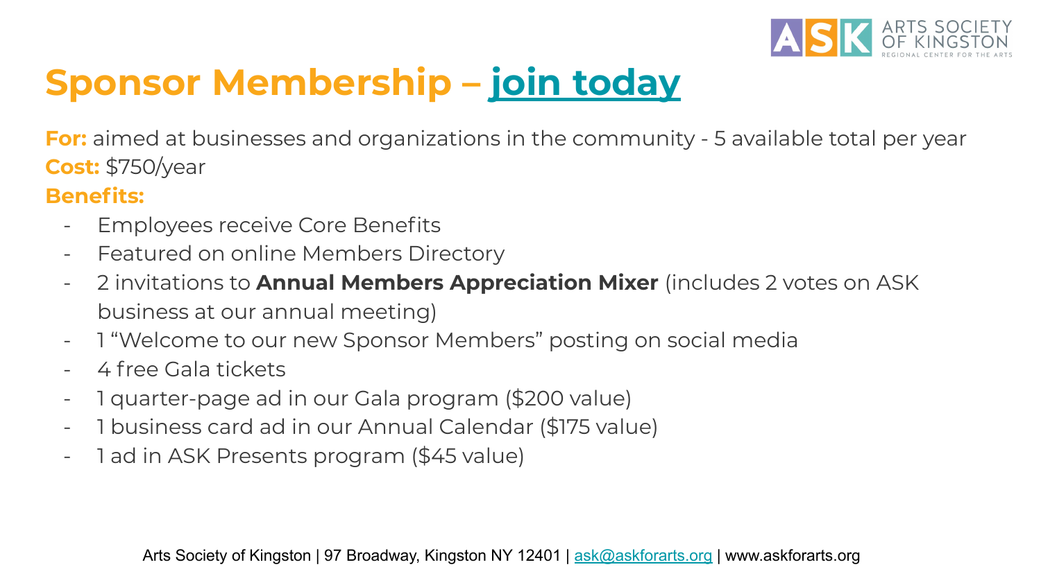# Sponsor Membership – join today

**For:** aimed at businesses and organizations in the community - 5 available total per year
**Cost:** $750/year
**Benefits:**

- Employees receive Core Benefits
- Featured on online Members Directory
- 2 invitations to **Annual Members Appreciation Mixer** (includes 2 votes on ASK business at our annual meeting)
- 1 "Welcome to our new Sponsor Members" posting on social media
- 4 free Gala tickets
- 1 quarter-page ad in our Gala program ($200 value)
- 1 business card ad in our Annual Calendar ($175 value)
- 1 ad in ASK Presents program ($45 value)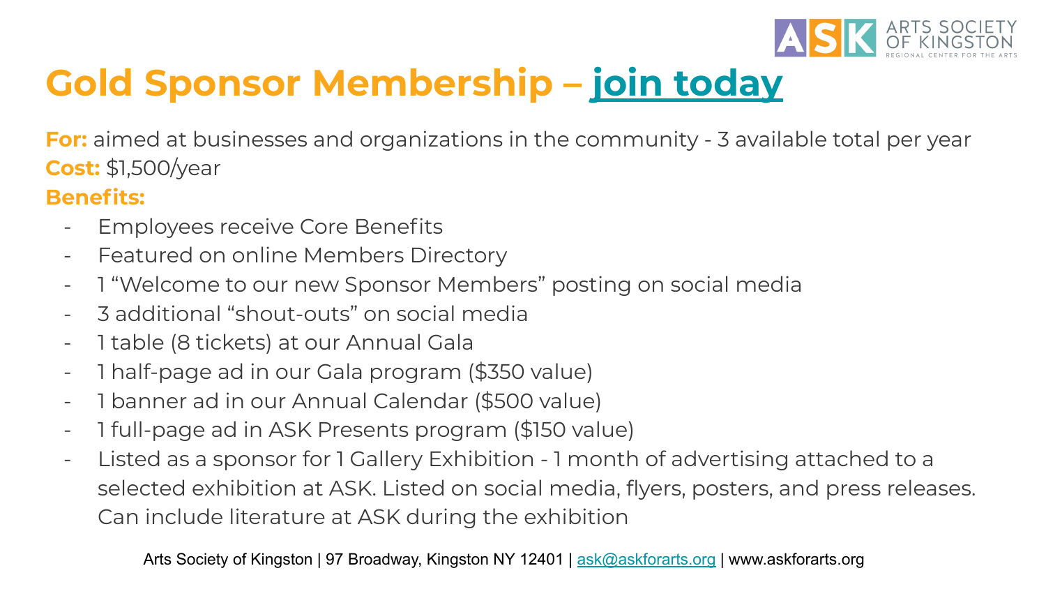# Gold Sponsor Membership – join today

**For:** aimed at businesses and organizations in the community - 3 available total per year
**Cost:** $1,500/year
**Benefits:**

- Employees receive Core Benefits
- Featured on online Members Directory
- 1 "Welcome to our new Sponsor Members" posting on social media
- 3 additional "shout-outs" on social media
- 1 table (8 tickets) at our Annual Gala
- 1 half-page ad in our Gala program ($350 value)
- 1 banner ad in our Annual Calendar ($500 value)
- 1 full-page ad in ASK Presents program ($150 value)
- Listed as a sponsor for 1 Gallery Exhibition - 1 month of advertising attached to a selected exhibition at ASK. Listed on social media, flyers, posters, and press releases. Can include literature at ASK during the exhibition

Arts Society of Kingston | 97 Broadway, Kingston NY 12401 | ask@askforarts.org | www.askforarts.org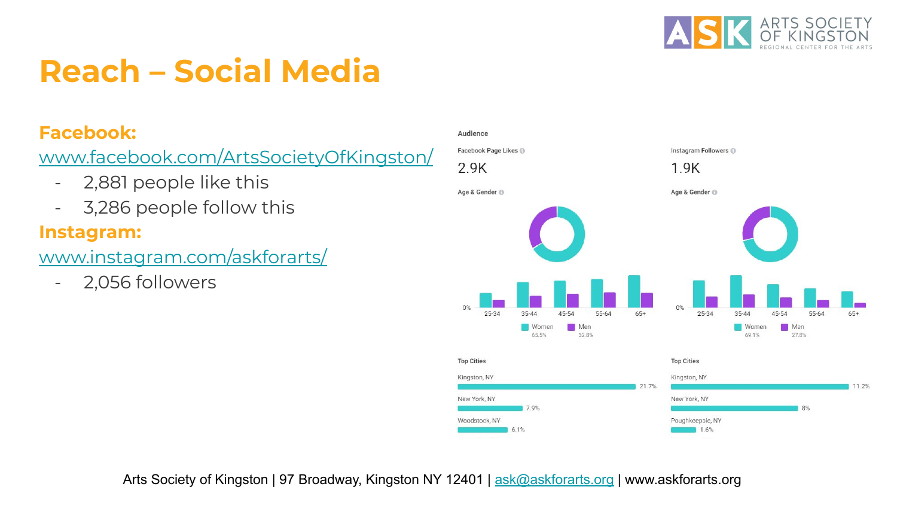# Reach – Social Media

**Facebook:**
www.facebook.com/ArtsSocietyOfKingston/

- 2,881 people like this
- 3,286 people follow this

**Instagram:**
www.instagram.com/askforarts/

- 2,056 followers

**Audience**

| Facebook Page Likes | Instagram Followers |
|---|---|
| 2.9K | 1.9K |

**Age & Gender**

| | Facebook | Instagram |
|---|---|---|
| Women | 65.5% | 69.1% |
| Men | 32.8% | 27.8% |

Age groups: 25-34, 35-44, 45-54, 55-64, 65+

**Top Cities**

| Facebook | | Instagram | |
|---|---|---|---|
| Kingston, NY | 21.7% | Kingston, NY | 11.2% |
| New York, NY | 7.9% | New York, NY | 8% |
| Woodstock, NY | 6.1% | Poughkeepsie, NY | 1.6% |

Arts Society of Kingston | 97 Broadway, Kingston NY 12401 | ask@askforarts.org | www.askforarts.org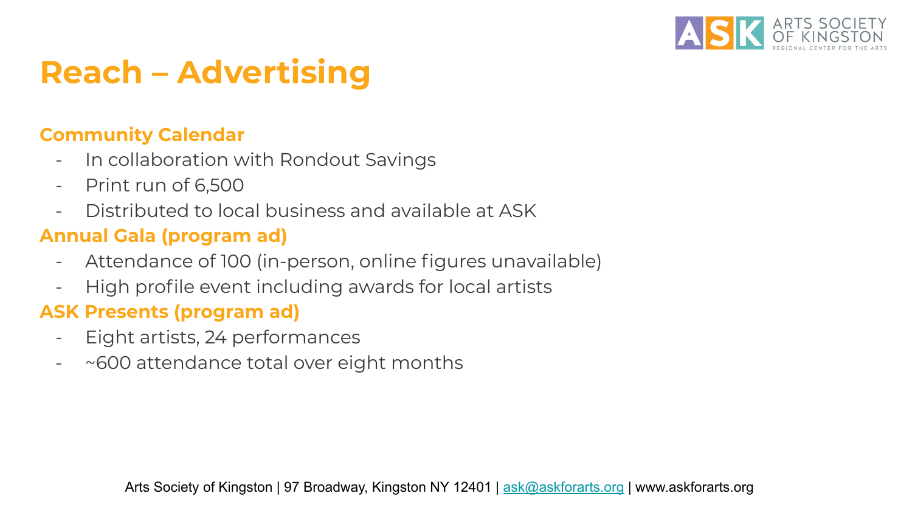# Reach – Advertising

## Community Calendar

- In collaboration with Rondout Savings
- Print run of 6,500
- Distributed to local business and available at ASK

## Annual Gala (program ad)

- Attendance of 100 (in-person, online figures unavailable)
- High profile event including awards for local artists

## ASK Presents (program ad)

- Eight artists, 24 performances
- ~600 attendance total over eight months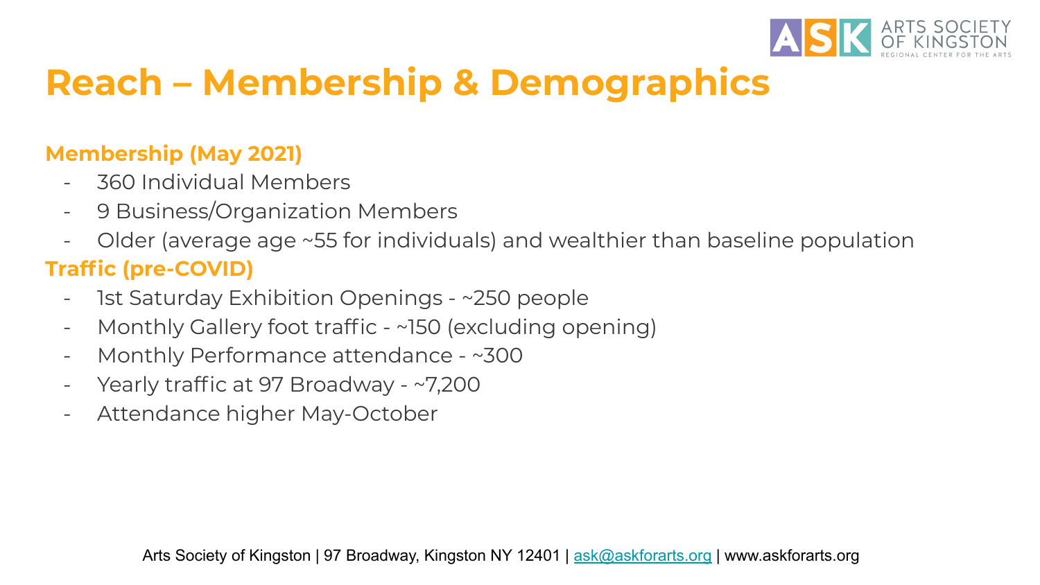# Reach – Membership & Demographics

### Membership (May 2021)

- 360 Individual Members
- 9 Business/Organization Members
- Older (average age ~55 for individuals) and wealthier than baseline population

### Traffic (pre-COVID)

- 1st Saturday Exhibition Openings - ~250 people
- Monthly Gallery foot traffic - ~150 (excluding opening)
- Monthly Performance attendance - ~300
- Yearly traffic at 97 Broadway - ~7,200
- Attendance higher May-October

Arts Society of Kingston | 97 Broadway, Kingston NY 12401 | ask@askforarts.org | www.askforarts.org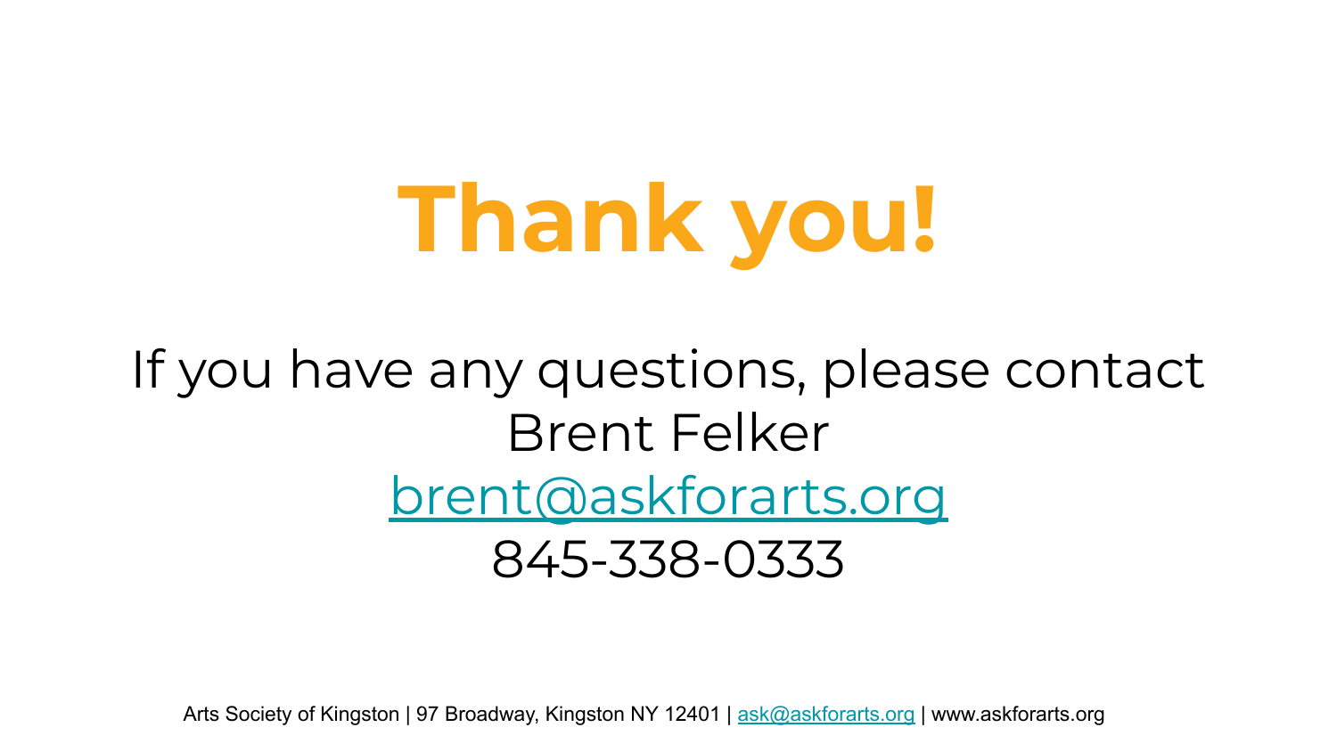# Thank you!

If you have any questions, please contact
Brent Felker
brent@askforarts.org
845-338-0333

Arts Society of Kingston | 97 Broadway, Kingston NY 12401 | ask@askforarts.org | www.askforarts.org